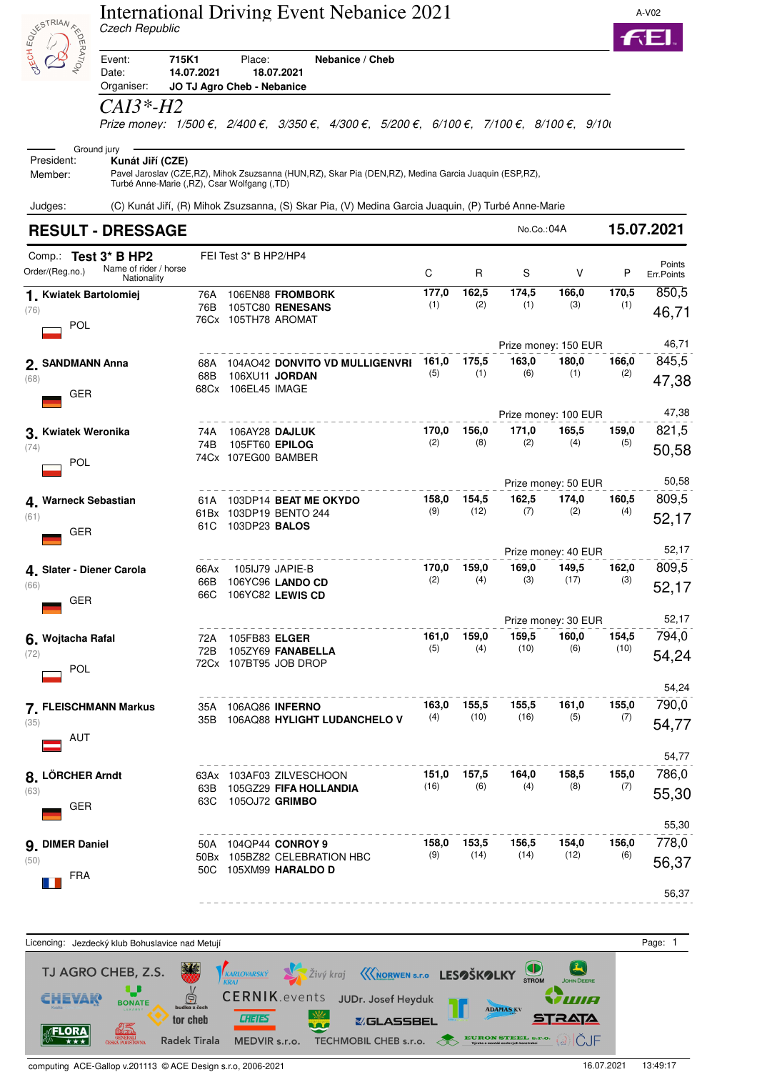# International Driving Event Nebanice 2021

*Czech Republic*

A-V02

| | | | |
|---|---|---|---|
| Event: | **715K1** | Place: | **Nebanice / Cheb** |
| Date: | **14.07.2021** | **18.07.2021** | |
| Organiser: | **JO TJ Agro Cheb - Nebanice** | | |

## *CAI3\*-H2*

*Prize money: 1/500 €, 2/400 €, 3/350 €, 4/300 €, 5/200 €, 6/100 €, 7/100 €, 8/100 €, 9/10(*

Ground jury

President: **Kunát Jiří (CZE)**

Member: Pavel Jaroslav (CZE,RZ), Mihok Zsuzsanna (HUN,RZ), Skar Pia (DEN,RZ), Medina Garcia Juaquin (ESP,RZ), Turbé Anne-Marie (,RZ), Csar Wolfgang (,TD)

Judges: (C) Kunát Jiří, (R) Mihok Zsuzsanna, (S) Skar Pia, (V) Medina Garcia Juaquin, (P) Turbé Anne-Marie

## RESULT - DRESSAGE

No.Co.:04A **15.07.2021**

Comp.: **Test 3\* B HP2** FEI Test 3\* B HP2/HP4

| Order/(Reg.no.) | Name of rider / horse Nationality | | C | R | S | V | P | Points Err.Points |
|---|---|---|---|---|---|---|---|---|
| **1. Kwiatek Bartolomiej** (76) POL | 76A 106EN88 **FROMBORK**<br>76B 105TC80 **RENESANS**<br>76Cx 105TH78 AROMAT | | 177,0 (1) | 162,5 (2) | 174,5 (1) | 166,0 (3) | 170,5 (1) | 850,5<br>46,71 |
| | | | | | Prize money: 150 EUR | | | 46,71 |
| **2. SANDMANN Anna** (68) GER | 68A 104AO42 **DONVITO VD MULLIGENVRI**<br>68B 106XU11 **JORDAN**<br>68Cx 106EL45 IMAGE | | 161,0 (5) | 175,5 (1) | 163,0 (6) | 180,0 (1) | 166,0 (2) | 845,5<br>47,38 |
| | | | | | Prize money: 100 EUR | | | 47,38 |
| **3. Kwiatek Weronika** (74) POL | 74A 106AY28 **DAJLUK**<br>74B 105FT60 **EPILOG**<br>74Cx 107EG00 BAMBER | | 170,0 (2) | 156,0 (8) | 171,0 (2) | 165,5 (4) | 159,0 (5) | 821,5<br>50,58 |
| | | | | | Prize money: 50 EUR | | | 50,58 |
| **4. Warneck Sebastian** (61) GER | 61A 103DP14 **BEAT ME OKYDO**<br>61Bx 103DP19 BENTO 244<br>61C 103DP23 **BALOS** | | 158,0 (9) | 154,5 (12) | 162,5 (7) | 174,0 (2) | 160,5 (4) | 809,5<br>52,17 |
| | | | | | Prize money: 40 EUR | | | 52,17 |
| **4. Slater - Diener Carola** (66) GER | 66Ax 105IJ79 JAPIE-B<br>66B 106YC96 **LANDO CD**<br>66C 106YC82 **LEWIS CD** | | 170,0 (2) | 159,0 (4) | 169,0 (3) | 149,5 (17) | 162,0 (3) | 809,5<br>52,17 |
| | | | | | Prize money: 30 EUR | | | 52,17 |
| **6. Wojtacha Rafal** (72) POL | 72A 105FB83 **ELGER**<br>72B 105ZY69 **FANABELLA**<br>72Cx 107BT95 JOB DROP | | 161,0 (5) | 159,0 (4) | 159,5 (10) | 160,0 (6) | 154,5 (10) | 794,0<br>54,24 |
| | | | | | | | | 54,24 |
| **7. FLEISCHMANN Markus** (35) AUT | 35A 106AQ86 **INFERNO**<br>35B 106AQ88 **HYLIGHT LUDANCHELO V** | | 163,0 (4) | 155,5 (10) | 155,5 (16) | 161,0 (5) | 155,0 (7) | 790,0<br>54,77 |
| | | | | | | | | 54,77 |
| **8. LÖRCHER Arndt** (63) GER | 63Ax 103AF03 ZILVESCHOON<br>63B 105GZ29 **FIFA HOLLANDIA**<br>63C 105OJ72 **GRIMBO** | | 151,0 (16) | 157,5 (6) | 164,0 (4) | 158,5 (8) | 155,0 (7) | 786,0<br>55,30 |
| | | | | | | | | 55,30 |
| **9. DIMER Daniel** (50) FRA | 50A 104QP44 **CONROY 9**<br>50Bx 105BZ82 CELEBRATION HBC<br>50C 105XM99 **HARALDO D** | | 158,0 (9) | 153,5 (14) | 156,5 (14) | 154,0 (12) | 156,0 (6) | 778,0<br>56,37 |
| | | | | | | | | 56,37 |

Licencing: Jezdecký klub Bohuslavice nad Metují

computing ACE-Gallop v.201113 © ACE Design s.r.o, 2006-2021 16.07.2021 13:49:17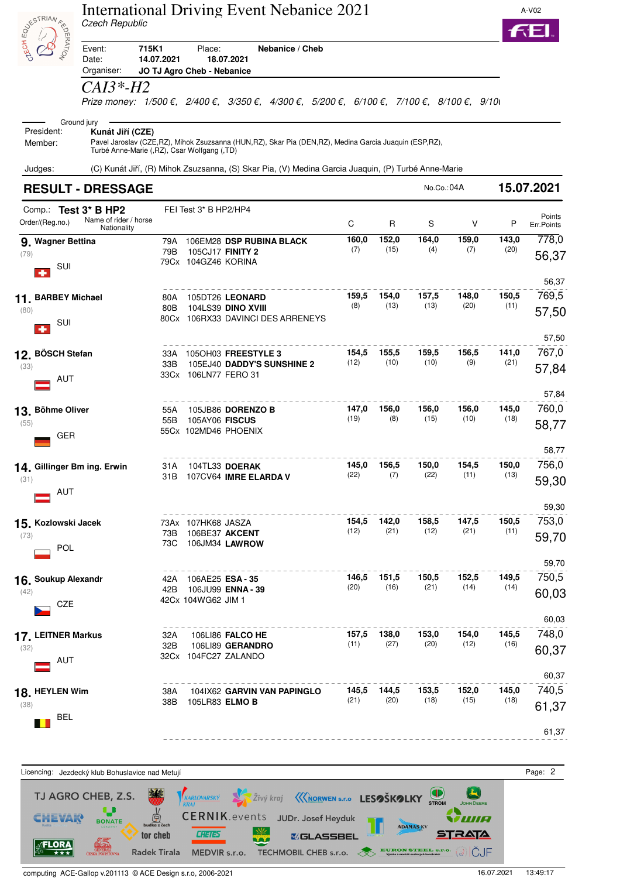# International Driving Event Nebanice 2021

*Czech Republic*

A-V02

Event: **715K1** Place: **Nebanice / Cheb**
Date: **14.07.2021** **18.07.2021**
Organiser: **JO TJ Agro Cheb - Nebanice**

## *CAI3\*-H2*

*Prize money: 1/500 €, 2/400 €, 3/350 €, 4/300 €, 5/200 €, 6/100 €, 7/100 €, 8/100 €, 9/10(*

Ground jury

President: **Kunát Jiří (CZE)**
Member: Pavel Jaroslav (CZE,RZ), Mihok Zsuzsanna (HUN,RZ), Skar Pia (DEN,RZ), Medina Garcia Juaquin (ESP,RZ), Turbé Anne-Marie (,RZ), Csar Wolfgang (,TD)

Judges: (C) Kunát Jiří, (R) Mihok Zsuzsanna, (S) Skar Pia, (V) Medina Garcia Juaquin, (P) Turbé Anne-Marie

## RESULT - DRESSAGE

No.Co.:04A **15.07.2021**

Comp.: **Test 3\* B HP2** — FEI Test 3\* B HP2/HP4

| Order/(Reg.no.) | Name of rider / horse Nationality | | C | R | S | V | P | Points Err.Points |
|---|---|---|---|---|---|---|---|---|
| **9.** (79) | **Wagner Bettina** SUI | 79A 106EM28 **DSP RUBINA BLACK**<br>79B 105CJ17 **FINITY 2**<br>79Cx 104GZ46 KORINA | 160,0 (7) | 152,0 (15) | 164,0 (4) | 159,0 (7) | 143,0 (20) | 778,0<br>56,37<br>56,37 |
| **11.** (80) | **BARBEY Michael** SUI | 80A 105DT26 **LEONARD**<br>80B 104LS39 **DINO XVIII**<br>80Cx 106RX33 DAVINCI DES ARRENEYS | 159,5 (8) | 154,0 (13) | 157,5 (13) | 148,0 (20) | 150,5 (11) | 769,5<br>57,50<br>57,50 |
| **12.** (33) | **BÖSCH Stefan** AUT | 33A 105OH03 **FREESTYLE 3**<br>33B 105EJ40 **DADDY'S SUNSHINE 2**<br>33Cx 106LN77 FERO 31 | 154,5 (12) | 155,5 (10) | 159,5 (10) | 156,5 (9) | 141,0 (21) | 767,0<br>57,84<br>57,84 |
| **13.** (55) | **Böhme Oliver** GER | 55A 105JB86 **DORENZO B**<br>55B 105AY06 **FISCUS**<br>55Cx 102MD46 PHOENIX | 147,0 (19) | 156,0 (8) | 156,0 (15) | 156,0 (10) | 145,0 (18) | 760,0<br>58,77<br>58,77 |
| **14.** (31) | **Gillinger Bm ing. Erwin** AUT | 31A 104TL33 **DOERAK**<br>31B 107CV64 **IMRE ELARDA V** | 145,0 (22) | 156,5 (7) | 150,0 (22) | 154,5 (11) | 150,0 (13) | 756,0<br>59,30<br>59,30 |
| **15.** (73) | **Kozlowski Jacek** POL | 73Ax 107HK68 JASZA<br>73B 106BE37 **AKCENT**<br>73C 106JM34 **LAWROW** | 154,5 (12) | 142,0 (21) | 158,5 (12) | 147,5 (21) | 150,5 (11) | 753,0<br>59,70<br>59,70 |
| **16.** (42) | **Soukup Alexandr** CZE | 42A 106AE25 **ESA - 35**<br>42B 106JU99 **ENNA - 39**<br>42Cx 104WG62 JIM 1 | 146,5 (20) | 151,5 (16) | 150,5 (21) | 152,5 (14) | 149,5 (14) | 750,5<br>60,03<br>60,03 |
| **17.** (32) | **LEITNER Markus** AUT | 32A 106LI86 **FALCO HE**<br>32B 106LI89 **GERANDRO**<br>32Cx 104FC27 ZALANDO | 157,5 (11) | 138,0 (27) | 153,0 (20) | 154,0 (12) | 145,5 (16) | 748,0<br>60,37<br>60,37 |
| **18.** (38) | **HEYLEN Wim** BEL | 38A 104IX62 **GARVIN VAN PAPINGLO**<br>38B 105LR83 **ELMO B** | 145,5 (21) | 144,5 (20) | 153,5 (18) | 152,0 (15) | 145,0 (18) | 740,5<br>61,37<br>61,37 |

Licencing: Jezdecký klub Bohuslavice nad Metují

TJ AGRO CHEB, Z.S. · KARLOVARSKÝ KRAJ · Živý kraj · NORWEN s.r.o · LESOŠKOLKY · STROM · JOHN DEERE · CHEVAK · BONATE · budka z čech · CERNIK.events · JUDr. Josef Heyduk · ADAMAS KV · WIA · FLORA · GENERALI ČESKÁ POJIŠŤOVNA · tor cheb · CHETES · GLASSBEL · STRATA · Radek Tirala · MEDVIR s.r.o. · TECHMOBIL CHEB s.r.o. · EURON STEEL s.r.o. · ČJF

computing ACE-Gallop v.201113 © ACE Design s.r.o, 2006-2021 — 16.07.2021 13:49:17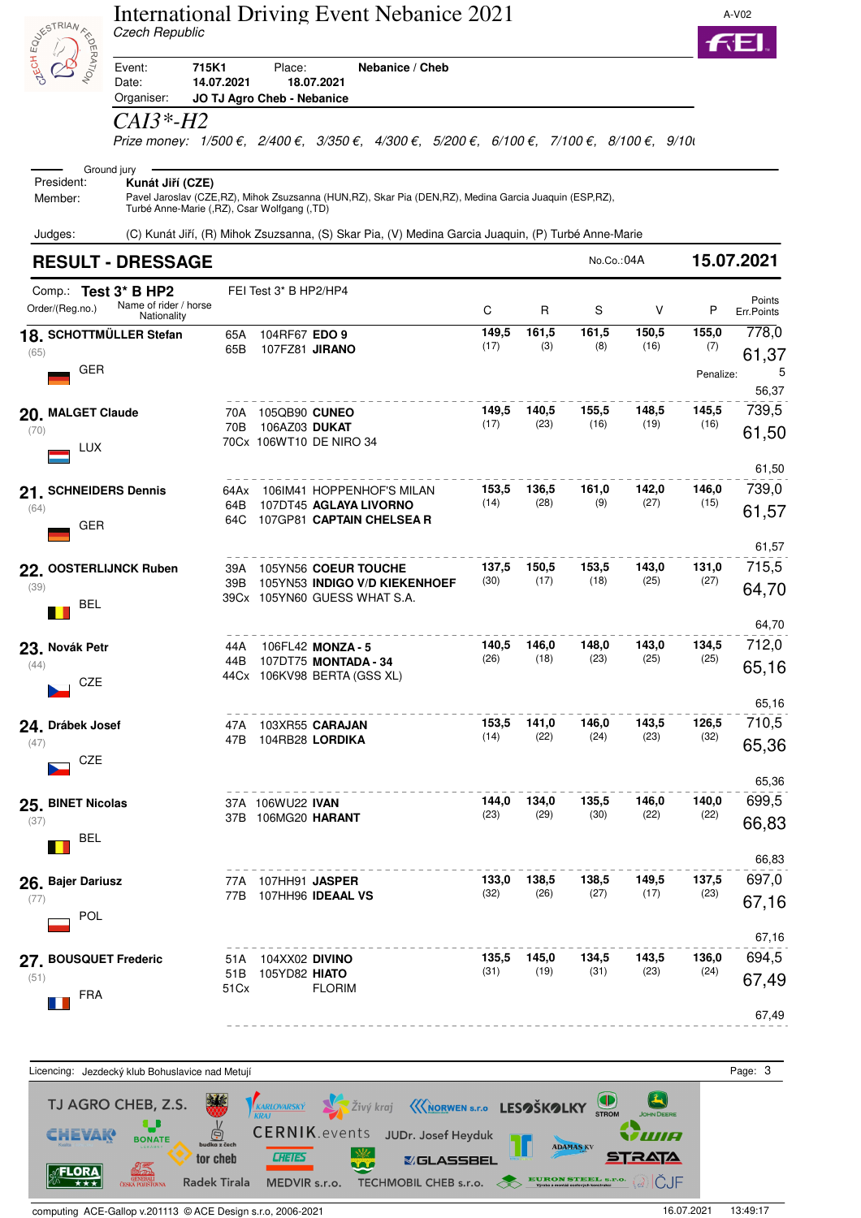# International Driving Event Nebanice 2021

*Czech Republic*

A-V02

| | | | |
|---|---|---|---|
| Event: | **715K1** | Place: | **Nebanice / Cheb** |
| Date: | **14.07.2021** | **18.07.2021** | |
| Organiser: | **JO TJ Agro Cheb - Nebanice** | | |

## *CAI3\*-H2*

*Prize money: 1/500 €, 2/400 €, 3/350 €, 4/300 €, 5/200 €, 6/100 €, 7/100 €, 8/100 €, 9/10*

Ground jury

President: **Kunát Jiří (CZE)**

Member: Pavel Jaroslav (CZE,RZ), Mihok Zsuzsanna (HUN,RZ), Skar Pia (DEN,RZ), Medina Garcia Juaquin (ESP,RZ), Turbé Anne-Marie (,RZ), Csar Wolfgang (,TD)

Judges: (C) Kunát Jiří, (R) Mihok Zsuzsanna, (S) Skar Pia, (V) Medina Garcia Juaquin, (P) Turbé Anne-Marie

## RESULT - DRESSAGE

No.Co.:04A **15.07.2021**

Comp.: **Test 3\* B HP2** — FEI Test 3\* B HP2/HP4

| Order/(Reg.no.) | Name of rider / horse, Nationality | | | C | R | S | V | P | Points / Err.Points |
|---|---|---|---|---|---|---|---|---|---|
| **18.** (65) | **SCHOTTMÜLLER Stefan** GER | 65A<br>65B | 104RF67 **EDO 9**<br>107FZ81 **JIRANO** | 149,5 (17) | 161,5 (3) | 161,5 (8) | 150,5 (16) | 155,0 (7) | 778,0<br>61,37<br>Penalize: 5<br>56,37 |
| **20.** (70) | **MALGET Claude** LUX | 70A<br>70B<br>70Cx | 105QB90 **CUNEO**<br>106AZ03 **DUKAT**<br>106WT10 DE NIRO 34 | 149,5 (17) | 140,5 (23) | 155,5 (16) | 148,5 (19) | 145,5 (16) | 739,5<br>61,50<br>61,50 |
| **21.** (64) | **SCHNEIDERS Dennis** GER | 64Ax<br>64B<br>64C | 106IM41 HOPPENHOF'S MILAN<br>107DT45 **AGLAYA LIVORNO**<br>107GP81 **CAPTAIN CHELSEA R** | 153,5 (14) | 136,5 (28) | 161,0 (9) | 142,0 (27) | 146,0 (15) | 739,0<br>61,57<br>61,57 |
| **22.** (39) | **OOSTERLIJNCK Ruben** BEL | 39A<br>39B<br>39Cx | 105YN56 **COEUR TOUCHE**<br>105YN53 **INDIGO V/D KIEKENHOEF**<br>105YN60 GUESS WHAT S.A. | 137,5 (30) | 150,5 (17) | 153,5 (18) | 143,0 (25) | 131,0 (27) | 715,5<br>64,70<br>64,70 |
| **23.** (44) | **Novák Petr** CZE | 44A<br>44B<br>44Cx | 106FL42 **MONZA - 5**<br>107DT75 **MONTADA - 34**<br>106KV98 BERTA (GSS XL) | 140,5 (26) | 146,0 (18) | 148,0 (23) | 143,0 (25) | 134,5 (25) | 712,0<br>65,16<br>65,16 |
| **24.** (47) | **Drábek Josef** CZE | 47A<br>47B | 103XR55 **CARAJAN**<br>104RB28 **LORDIKA** | 153,5 (14) | 141,0 (22) | 146,0 (24) | 143,5 (23) | 126,5 (32) | 710,5<br>65,36<br>65,36 |
| **25.** (37) | **BINET Nicolas** BEL | 37A<br>37B | 106WU22 **IVAN**<br>106MG20 **HARANT** | 144,0 (23) | 134,0 (29) | 135,5 (30) | 146,0 (22) | 140,0 (22) | 699,5<br>66,83<br>66,83 |
| **26.** (77) | **Bajer Dariusz** POL | 77A<br>77B | 107HH91 **JASPER**<br>107HH96 **IDEAAL VS** | 133,0 (32) | 138,5 (26) | 138,5 (27) | 149,5 (17) | 137,5 (23) | 697,0<br>67,16<br>67,16 |
| **27.** (51) | **BOUSQUET Frederic** FRA | 51A<br>51B<br>51Cx | 104XX02 **DIVINO**<br>105YD82 **HIATO**<br>FLORIM | 135,5 (31) | 145,0 (19) | 134,5 (31) | 143,5 (23) | 136,0 (24) | 694,5<br>67,49<br>67,49 |

Licencing: Jezdecký klub Bohuslavice nad Metují

computing ACE-Gallop v.201113 © ACE Design s.r.o, 2006-2021 — 16.07.2021 13:49:17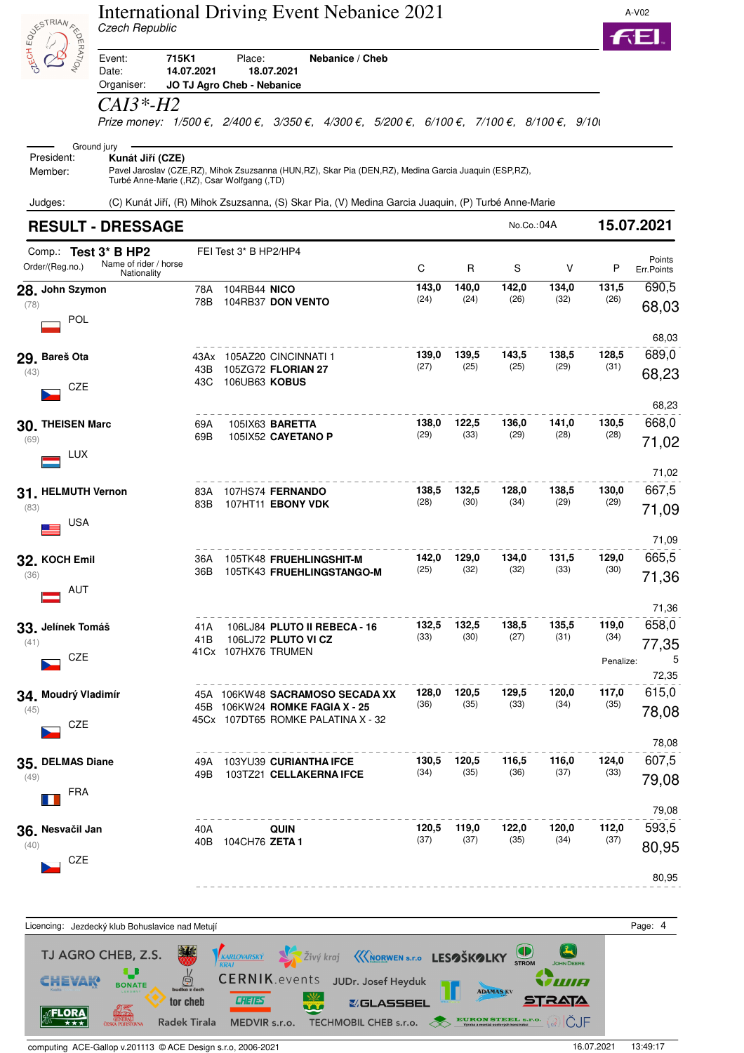# International Driving Event Nebanice 2021

*Czech Republic*

A-V02

| | | | |
|---|---|---|---|
| Event: | 715K1 | Place: | Nebanice / Cheb |
| Date: | 14.07.2021 | | 18.07.2021 |
| Organiser: | JO TJ Agro Cheb - Nebanice | | |

## CAI3*-H2

*Prize money:* *1/500 €, 2/400 €, 3/350 €, 4/300 €, 5/200 €, 6/100 €, 7/100 €, 8/100 €, 9/10(*

Ground jury

President: **Kunát Jiří (CZE)**

Member: Pavel Jaroslav (CZE,RZ), Mihok Zsuzsanna (HUN,RZ), Skar Pia (DEN,RZ), Medina Garcia Juaquin (ESP,RZ), Turbé Anne-Marie (,RZ), Csar Wolfgang (,TD)

Judges: (C) Kunát Jiří, (R) Mihok Zsuzsanna, (S) Skar Pia, (V) Medina Garcia Juaquin, (P) Turbé Anne-Marie

## RESULT - DRESSAGE

No.Co.:04A **15.07.2021**

Comp.: **Test 3* B HP2** FEI Test 3* B HP2/HP4

| Order/(Reg.no.) | Name of rider / horse / Nationality | Horses | C | R | S | V | P | Points / Err.Points |
|---|---|---|---|---|---|---|---|---|
| **28.** (78) | **John Szymon** POL | 78A 104RB44 **NICO**<br>78B 104RB37 **DON VENTO** | **143,0** (24) | **140,0** (24) | **142,0** (26) | **134,0** (32) | **131,5** (26) | 690,5<br>68,03<br>68,03 |
| **29.** (43) | **Bareš Ota** CZE | 43Ax 105AZ20 CINCINNATI 1<br>43B 105ZG72 **FLORIAN 27**<br>43C 106UB63 **KOBUS** | **139,0** (27) | **139,5** (25) | **143,5** (25) | **138,5** (29) | **128,5** (31) | 689,0<br>68,23<br>68,23 |
| **30.** (69) | **THEISEN Marc** LUX | 69A 105IX63 **BARETTA**<br>69B 105IX52 **CAYETANO P** | **138,0** (29) | **122,5** (33) | **136,0** (29) | **141,0** (28) | **130,5** (28) | 668,0<br>71,02<br>71,02 |
| **31.** (83) | **HELMUTH Vernon** USA | 83A 107HS74 **FERNANDO**<br>83B 107HT11 **EBONY VDK** | **138,5** (28) | **132,5** (30) | **128,0** (34) | **138,5** (29) | **130,0** (29) | 667,5<br>71,09<br>71,09 |
| **32.** (36) | **KOCH Emil** AUT | 36A 105TK48 **FRUEHLINGSHIT-M**<br>36B 105TK43 **FRUEHLINGSTANGO-M** | **142,0** (25) | **129,0** (32) | **134,0** (32) | **131,5** (33) | **129,0** (30) | 665,5<br>71,36<br>71,36 |
| **33.** (41) | **Jelínek Tomáš** CZE | 41A 106LJ84 **PLUTO II REBECA - 16**<br>41B 106LJ72 **PLUTO VI CZ**<br>41Cx 107HX76 TRUMEN | **132,5** (33) | **132,5** (30) | **138,5** (27) | **135,5** (31) | **119,0** (34) | 658,0<br>77,35<br>Penalize: 5<br>72,35 |
| **34.** (45) | **Moudrý Vladimír** CZE | 45A 106KW48 **SACRAMOSO SECADA XX**<br>45B 106KW24 **ROMKE FAGIA X - 25**<br>45Cx 107DT65 ROMKE PALATINA X - 32 | **128,0** (36) | **120,5** (35) | **129,5** (33) | **120,0** (34) | **117,0** (35) | 615,0<br>78,08<br>78,08 |
| **35.** (49) | **DELMAS Diane** FRA | 49A 103YU39 **CURIANTHA IFCE**<br>49B 103TZ21 **CELLAKERNA IFCE** | **130,5** (34) | **120,5** (35) | **116,5** (36) | **116,0** (37) | **124,0** (33) | 607,5<br>79,08<br>79,08 |
| **36.** (40) | **Nesvačil Jan** CZE | 40A **QUIN**<br>40B 104CH76 **ZETA 1** | **120,5** (37) | **119,0** (37) | **122,0** (35) | **120,0** (34) | **112,0** (37) | 593,5<br>80,95<br>80,95 |

Licencing: Jezdecký klub Bohuslavice nad Metují

computing ACE-Gallop v.201113 © ACE Design s.r.o, 2006-2021 16.07.2021 13:49:17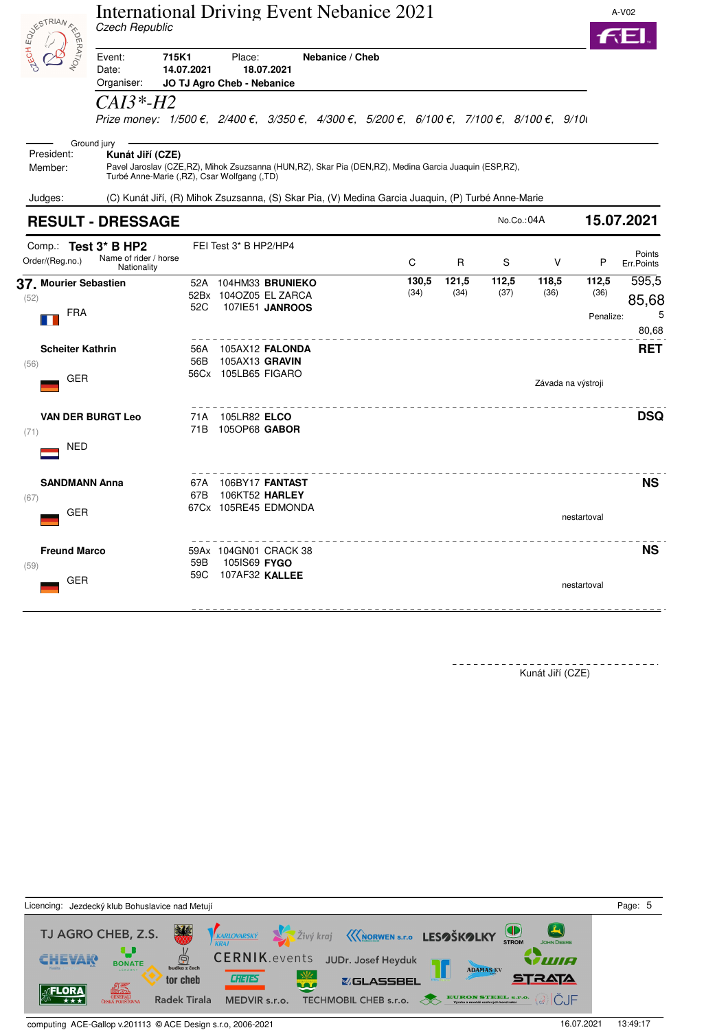# International Driving Event Nebanice 2021

*Czech Republic*

A-V02

| | | | |
|---|---|---|---|
| Event: | **715K1** | Place: | **Nebanice / Cheb** |
| Date: | **14.07.2021** | **18.07.2021** | |
| Organiser: | **JO TJ Agro Cheb - Nebanice** | | |

*CAI3\*-H2*

Prize money: *1/500 €, 2/400 €, 3/350 €, 4/300 €, 5/200 €, 6/100 €, 7/100 €, 8/100 €, 9/10*

Ground jury

President: **Kunát Jiří (CZE)**

Member: Pavel Jaroslav (CZE,RZ), Mihok Zsuzsanna (HUN,RZ), Skar Pia (DEN,RZ), Medina Garcia Juaquin (ESP,RZ), Turbé Anne-Marie (,RZ), Csar Wolfgang (,TD)

Judges: (C) Kunát Jiří, (R) Mihok Zsuzsanna, (S) Skar Pia, (V) Medina Garcia Juaquin, (P) Turbé Anne-Marie

## RESULT - DRESSAGE

No.Co.:04A **15.07.2021**

Comp.: **Test 3\* B HP2** FEI Test 3\* B HP2/HP4

| Order/(Reg.no.) | Name of rider / horse, Nationality | Horses | C | R | S | V | P | Points / Err.Points |
|---|---|---|---|---|---|---|---|---|
| **37.** (52) | **Mourier Sebastien** FRA | 52A 104HM33 **BRUNIEKO**<br>52Bx 104OZ05 EL ZARCA<br>52C 107IE51 **JANROOS** | **130,5** (34) | **121,5** (34) | **112,5** (37) | **118,5** (36) | **112,5** (36) | 595,5<br>85,68<br>Penalize: 5<br>80,68 |
| (56) | **Scheiter Kathrin** GER | 56A 105AX12 **FALONDA**<br>56B 105AX13 **GRAVIN**<br>56Cx 105LB65 FIGARO | | | | Závada na výstroji | | **RET** |
| (71) | **VAN DER BURGT Leo** NED | 71A 105LR82 **ELCO**<br>71B 105OP68 **GABOR** | | | | | | **DSQ** |
| (67) | **SANDMANN Anna** GER | 67A 106BY17 **FANTAST**<br>67B 106KT52 **HARLEY**<br>67Cx 105RE45 EDMONDA | | | | | nestartoval | **NS** |
| (59) | **Freund Marco** GER | 59Ax 104GN01 CRACK 38<br>59B 105IS69 **FYGO**<br>59C 107AF32 **KALLEE** | | | | | nestartoval | **NS** |

Kunát Jiří (CZE)

Licencing: Jezdecký klub Bohuslavice nad Metují

TJ AGRO CHEB, Z.S. · KARLOVARSKÝ KRAJ · Živý kraj · NORWEN s.r.o · LESOŠKOLKY · STROM · JOHN DEERE · CHEVAK · BONATE · budka z čech · CERNIK.events · JUDr. Josef Heyduk · ADAMAS KV · WIA · tor cheb · CHETES · GLASSBEL · STRATA · FLORA · GENERALI ČESKÁ POJIŠŤOVNA · Radek Tirala · MEDVIR s.r.o. · TECHMOBIL CHEB s.r.o. · EURON STEEL s.r.o. · ČJF

computing ACE-Gallop v.201113 © ACE Design s.r.o, 2006-2021 · 16.07.2021 13:49:17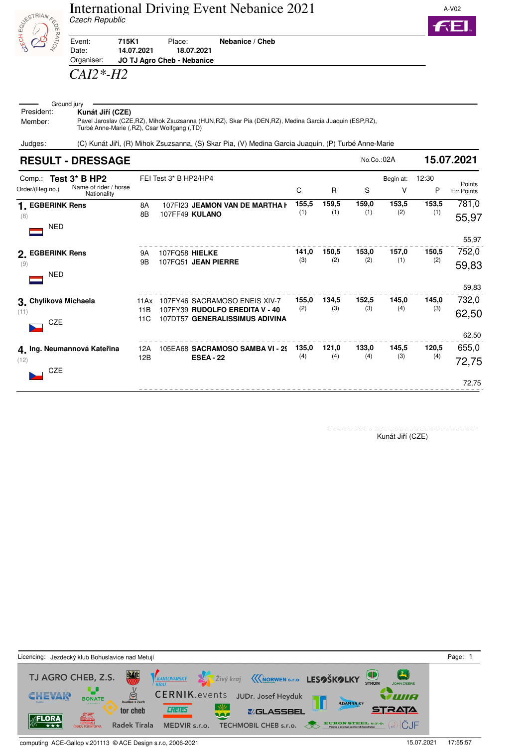# International Driving Event Nebanice 2021

*Czech Republic*

A-V02

| | | | |
|---|---|---|---|
| Event: | **715K1** | Place: | **Nebanice / Cheb** |
| Date: | **14.07.2021** | **18.07.2021** | |
| Organiser: | **JO TJ Agro Cheb - Nebanice** | | |

*CAI2\*-H2*

Ground jury

President: **Kunát Jiří (CZE)**

Member: Pavel Jaroslav (CZE,RZ), Mihok Zsuzsanna (HUN,RZ), Skar Pia (DEN,RZ), Medina Garcia Juaquin (ESP,RZ), Turbé Anne-Marie (,RZ), Csar Wolfgang (,TD)

Judges: (C) Kunát Jiří, (R) Mihok Zsuzsanna, (S) Skar Pia, (V) Medina Garcia Juaquin, (P) Turbé Anne-Marie

## RESULT - DRESSAGE

No.Co.:02A **15.07.2021**

Comp.: **Test 3\* B HP2** FEI Test 3\* B HP2/HP4 Begin at: 12:30

| Order/(Reg.no.) | Name of rider / horse Nationality | | C | R | S | V | P | Points Err.Points |
|---|---|---|---|---|---|---|---|---|
| **1. EGBERINK Rens** (8) NED | 8A 8B | 107FI23 **JEAMON VAN DE MARTHA H** 107FF49 **KULANO** | **155,5** (1) | **159,5** (1) | **159,0** (1) | **153,5** (2) | **153,5** (1) | 781,0 **55,97** 55,97 |
| **2. EGBERINK Rens** (9) NED | 9A 9B | 107FQ58 **HIELKE** 107FQ51 **JEAN PIERRE** | **141,0** (3) | **150,5** (2) | **153,0** (2) | **157,0** (1) | **150,5** (2) | 752,0 **59,83** 59,83 |
| **3. Chylíková Michaela** (11) CZE | 11Ax 11B 11C | 107FY46 SACRAMOSO ENEIS XIV-7 107FY39 **RUDOLFO EREDITA V - 40** 107DT57 **GENERALISSIMUS ADIVINA** | **155,0** (2) | **134,5** (3) | **152,5** (3) | **145,0** (4) | **145,0** (3) | 732,0 **62,50** 62,50 |
| **4. Ing. Neumannová Kateřina** (12) CZE | 12A 12B | 105EA68 **SACRAMOSO SAMBA VI - 29** **ESEA - 22** | **135,0** (4) | **121,0** (4) | **133,0** (4) | **145,5** (3) | **120,5** (4) | 655,0 **72,75** 72,75 |

Kunát Jiří (CZE)

Licencing: Jezdecký klub Bohuslavice nad Metují

computing ACE-Gallop v.201113 © ACE Design s.r.o, 2006-2021 15.07.2021 17:55:57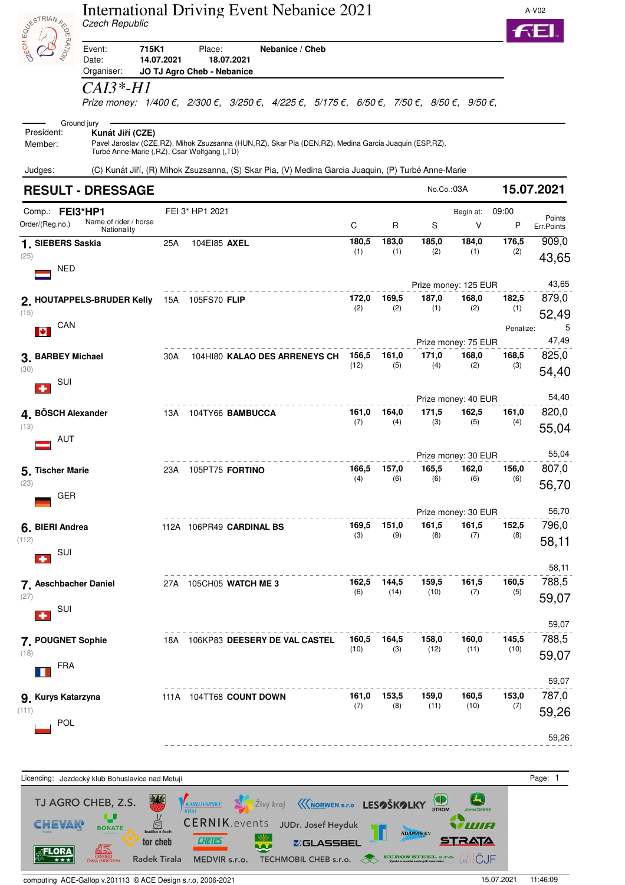# International Driving Event Nebanice 2021

*Czech Republic*

A-V02

Event: **715K1** Place: **Nebanice / Cheb**
Date: **14.07.2021** **18.07.2021**
Organiser: **JO TJ Agro Cheb - Nebanice**

## *CAI3*-H1*

*Prize money: 1/400 €, 2/300 €, 3/250 €, 4/225 €, 5/175 €, 6/50 €, 7/50 €, 8/50 €, 9/50 €,*

Ground jury

President: **Kunát Jiří (CZE)**

Member: Pavel Jaroslav (CZE,RZ), Mihok Zsuzsanna (HUN,RZ), Skar Pia (DEN,RZ), Medina Garcia Juaquin (ESP,RZ), Turbé Anne-Marie (,RZ), Csar Wolfgang (,TD)

Judges: (C) Kunát Jiří, (R) Mihok Zsuzsanna, (S) Skar Pia, (V) Medina Garcia Juaquin, (P) Turbé Anne-Marie

## RESULT - DRESSAGE

No.Co.:03A **15.07.2021**

Comp.: **FEI3*HP1** FEI 3* HP1 2021 Begin at: 09:00

| Order/(Reg.no.) | Name of rider / horse Nationality | | | C | R | S | V | P | Points Err.Points |
|---|---|---|---|---|---|---|---|---|---|
| **1.** (25) | **SIEBERS Saskia** NED | 25A | 104EI85 **AXEL** | 180,5 (1) | 183,0 (1) | 185,0 (2) | 184,0 (1) | 176,5 (2) | 909,0 / 43,65 |
| | | | | | | Prize money: 125 EUR | | | 43,65 |
| **2.** (15) | **HOUTAPPELS-BRUDER Kelly** CAN | 15A | 105FS70 **FLIP** | 172,0 (2) | 169,5 (2) | 187,0 (1) | 168,0 (2) | 182,5 (1) | 879,0 / 52,49 |
| | | | | | | | | Penalize: | 5 |
| | | | | | | Prize money: 75 EUR | | | 47,49 |
| **3.** (30) | **BARBEY Michael** SUI | 30A | 104HI80 **KALAO DES ARRENEYS CH** | 156,5 (12) | 161,0 (5) | 171,0 (4) | 168,0 (2) | 168,5 (3) | 825,0 / 54,40 |
| | | | | | | Prize money: 40 EUR | | | 54,40 |
| **4.** (13) | **BÖSCH Alexander** AUT | 13A | 104TY66 **BAMBUCCA** | 161,0 (7) | 164,0 (4) | 171,5 (3) | 162,5 (5) | 161,0 (4) | 820,0 / 55,04 |
| | | | | | | Prize money: 30 EUR | | | 55,04 |
| **5.** (23) | **Tischer Marie** GER | 23A | 105PT75 **FORTINO** | 166,5 (4) | 157,0 (6) | 165,5 (6) | 162,0 (6) | 156,0 (6) | 807,0 / 56,70 |
| | | | | | | Prize money: 30 EUR | | | 56,70 |
| **6.** (112) | **BIERI Andrea** SUI | 112A | 106PR49 **CARDINAL BS** | 169,5 (3) | 151,0 (9) | 161,5 (8) | 161,5 (7) | 152,5 (8) | 796,0 / 58,11 |
| | | | | | | | | | 58,11 |
| **7.** (27) | **Aeschbacher Daniel** SUI | 27A | 105CH05 **WATCH ME 3** | 162,5 (6) | 144,5 (14) | 159,5 (10) | 161,5 (7) | 160,5 (5) | 788,5 / 59,07 |
| | | | | | | | | | 59,07 |
| **7.** (18) | **POUGNET Sophie** FRA | 18A | 106KP83 **DEESERY DE VAL CASTEL** | 160,5 (10) | 164,5 (3) | 158,0 (12) | 160,0 (11) | 145,5 (10) | 788,5 / 59,07 |
| | | | | | | | | | 59,07 |
| **9.** (111) | **Kurys Katarzyna** POL | 111A | 104TT68 **COUNT DOWN** | 161,0 (7) | 153,5 (8) | 159,0 (11) | 160,5 (10) | 153,0 (7) | 787,0 / 59,26 |
| | | | | | | | | | 59,26 |

Licencing: Jezdecký klub Bohuslavice nad Metují

computing ACE-Gallop v.201113 © ACE Design s.r.o, 2006-2021 15.07.2021 11:46:09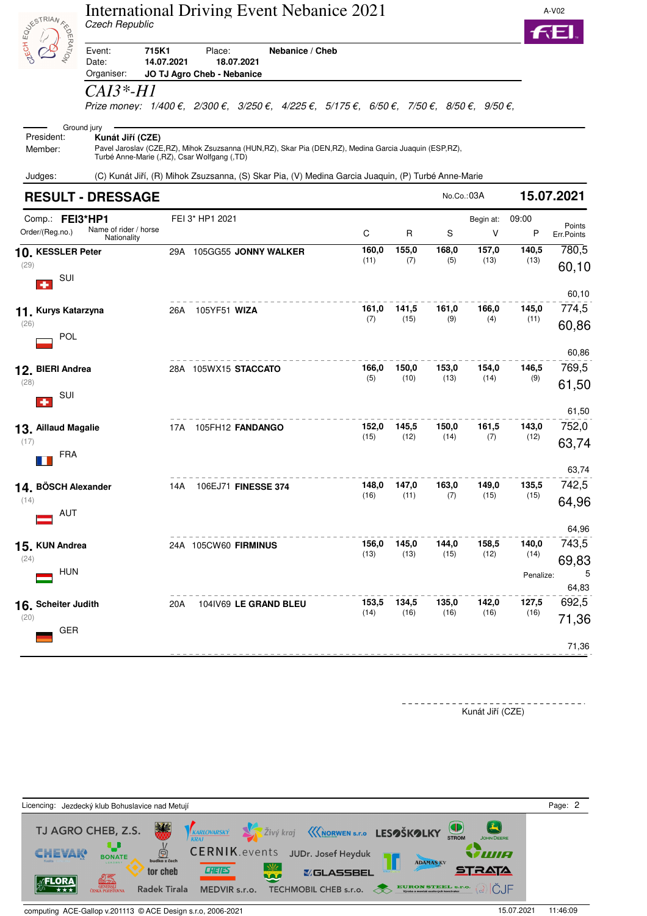# International Driving Event Nebanice 2021

*Czech Republic*

A-V02

Event: **715K1** Place: **Nebanice / Cheb**
Date: **14.07.2021** **18.07.2021**
Organiser: **JO TJ Agro Cheb - Nebanice**

*CAI3\*-H1*

*Prize money: 1/400 €, 2/300 €, 3/250 €, 4/225 €, 5/175 €, 6/50 €, 7/50 €, 8/50 €, 9/50 €,*

Ground jury

President: **Kunát Jiří (CZE)**
Member: Pavel Jaroslav (CZE,RZ), Mihok Zsuzsanna (HUN,RZ), Skar Pia (DEN,RZ), Medina Garcia Juaquin (ESP,RZ), Turbé Anne-Marie (,RZ), Csar Wolfgang (,TD)

Judges: (C) Kunát Jiří, (R) Mihok Zsuzsanna, (S) Skar Pia, (V) Medina Garcia Juaquin, (P) Turbé Anne-Marie

## RESULT - DRESSAGE

No.Co.:03A **15.07.2021**

Comp.: **FEI3\*HP1** FEI 3\* HP1 2021 Begin at: 09:00

| Order/(Reg.no.) | Name of rider / horse Nationality | | | C | R | S | V | P | Points Err.Points |
|---|---|---|---|---|---|---|---|---|---|
| **10.** (29) | **KESSLER Peter** SUI | 29A | 105GG55 **JONNY WALKER** | **160,0** (11) | **155,0** (7) | **168,0** (5) | **157,0** (13) | **140,5** (13) | 780,5 / 60,10 / 60,10 |
| **11.** (26) | **Kurys Katarzyna** POL | 26A | 105YF51 **WIZA** | **161,0** (7) | **141,5** (15) | **161,0** (9) | **166,0** (4) | **145,0** (11) | 774,5 / 60,86 / 60,86 |
| **12.** (28) | **BIERI Andrea** SUI | 28A | 105WX15 **STACCATO** | **166,0** (5) | **150,0** (10) | **153,0** (13) | **154,0** (14) | **146,5** (9) | 769,5 / 61,50 / 61,50 |
| **13.** (17) | **Aillaud Magalie** FRA | 17A | 105FH12 **FANDANGO** | **152,0** (15) | **145,5** (12) | **150,0** (14) | **161,5** (7) | **143,0** (12) | 752,0 / 63,74 / 63,74 |
| **14.** (14) | **BÖSCH Alexander** AUT | 14A | 106EJ71 **FINESSE 374** | **148,0** (16) | **147,0** (11) | **163,0** (7) | **149,0** (15) | **135,5** (15) | 742,5 / 64,96 / 64,96 |
| **15.** (24) | **KUN Andrea** HUN | 24A | 105CW60 **FIRMINUS** | **156,0** (13) | **145,0** (13) | **144,0** (15) | **158,5** (12) | **140,0** (14) | 743,5 / 69,83 / Penalize: 5 / 64,83 |
| **16.** (20) | **Scheiter Judith** GER | 20A | 104IV69 **LE GRAND BLEU** | **153,5** (14) | **134,5** (16) | **135,0** (16) | **142,0** (16) | **127,5** (16) | 692,5 / 71,36 / 71,36 |

Kunát Jiří (CZE)

Licencing: Jezdecký klub Bohuslavice nad Metují

computing ACE-Gallop v.201113 © ACE Design s.r.o, 2006-2021 15.07.2021 11:46:09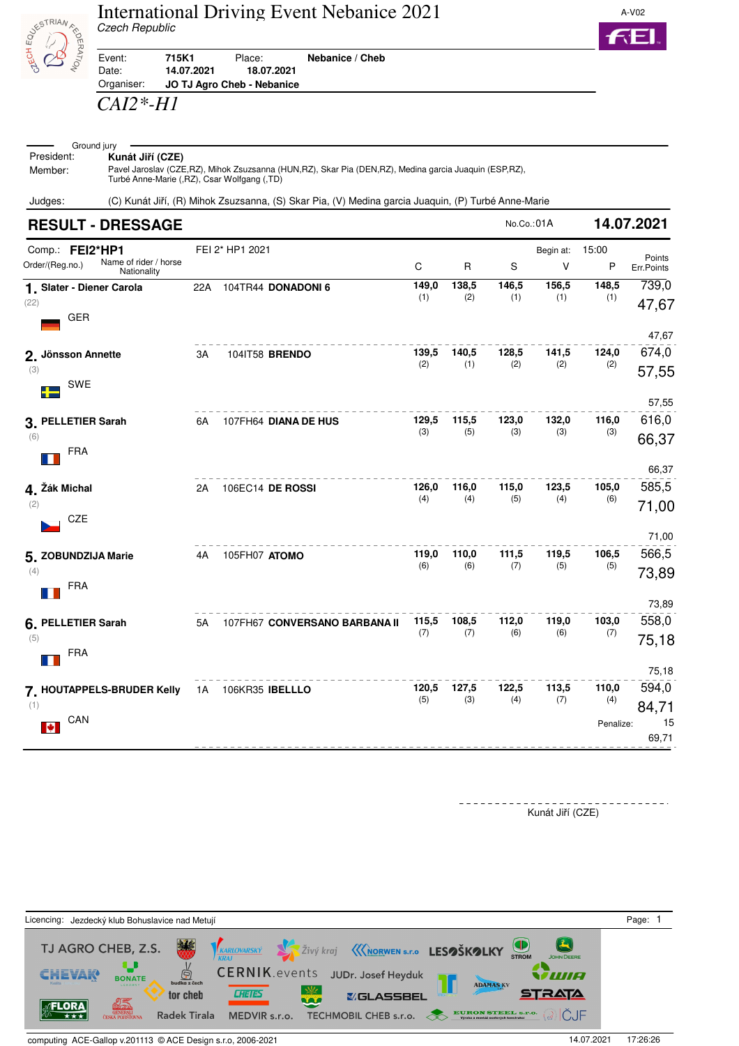# International Driving Event Nebanice 2021

*Czech Republic*

A-V02

| | | | |
|---|---|---|---|
| Event: | 715K1 | Place: | Nebanice / Cheb |
| Date: | 14.07.2021 | | 18.07.2021 |
| Organiser: | JO TJ Agro Cheb - Nebanice | | |

*CAI2\*-H1*

Ground jury

President: **Kunát Jiří (CZE)**

Member: Pavel Jaroslav (CZE,RZ), Mihok Zsuzsanna (HUN,RZ), Skar Pia (DEN,RZ), Medina garcia Juaquin (ESP,RZ), Turbé Anne-Marie (,RZ), Csar Wolfgang (,TD)

Judges: (C) Kunát Jiří, (R) Mihok Zsuzsanna, (S) Skar Pia, (V) Medina garcia Juaquin, (P) Turbé Anne-Marie

## RESULT - DRESSAGE

No.Co.: 01A **14.07.2021**

Comp.: **FEI2*HP1** FEI 2* HP1 2021 Begin at: 15:00

| Order/(Reg.no.) | Name of rider / horse / Nationality | | | C | R | S | V | P | Points / Err.Points |
|---|---|---|---|---|---|---|---|---|---|
| **1.** (22) | **Slater - Diener Carola** GER | 22A | 104TR44 **DONADONI 6** | 149,0 (1) | 138,5 (2) | 146,5 (1) | 156,5 (1) | 148,5 (1) | 739,0 / 47,67 / 47,67 |
| **2.** (3) | **Jönsson Annette** SWE | 3A | 104IT58 **BRENDO** | 139,5 (2) | 140,5 (1) | 128,5 (2) | 141,5 (2) | 124,0 (2) | 674,0 / 57,55 / 57,55 |
| **3.** (6) | **PELLETIER Sarah** FRA | 6A | 107FH64 **DIANA DE HUS** | 129,5 (3) | 115,5 (5) | 123,0 (3) | 132,0 (3) | 116,0 (3) | 616,0 / 66,37 / 66,37 |
| **4.** (2) | **Žák Michal** CZE | 2A | 106EC14 **DE ROSSI** | 126,0 (4) | 116,0 (4) | 115,0 (5) | 123,5 (4) | 105,0 (6) | 585,5 / 71,00 / 71,00 |
| **5.** (4) | **ZOBUNDZIJA Marie** FRA | 4A | 105FH07 **ATOMO** | 119,0 (6) | 110,0 (6) | 111,5 (7) | 119,5 (5) | 106,5 (5) | 566,5 / 73,89 / 73,89 |
| **6.** (5) | **PELLETIER Sarah** FRA | 5A | 107FH67 **CONVERSANO BARBANA II** | 115,5 (7) | 108,5 (7) | 112,0 (6) | 119,0 (6) | 103,0 (7) | 558,0 / 75,18 / 75,18 |
| **7.** (1) | **HOUTAPPELS-BRUDER Kelly** CAN | 1A | 106KR35 **IBELLLO** | 120,5 (5) | 127,5 (3) | 122,5 (4) | 113,5 (7) | 110,0 (4) | 594,0 / 84,71 / Penalize: 15 / 69,71 |

Kunát Jiří (CZE)

Licencing: Jezdecký klub Bohuslavice nad Metují

TJ AGRO CHEB, Z.S. · KARLOVARSKÝ KRAJ · Živý kraj · NORWEN s.r.o · LESOŠKOLKY · STROM · JOHN DEERE · CHEVAK · BONATE · budka z čech · CERNIK.events · JUDr. Josef Heyduk · ADAMAS KV · UWIA · tor cheb · CHETES · GLASSBEL · STRATA · FLORA · GENERALI ČESKÁ POJIŠŤOVNA · Radek Tirala · MEDVIR s.r.o. · TECHMOBIL CHEB s.r.o. · EURON STEEL s.r.o. · ČJF

computing ACE-Gallop v.201113 © ACE Design s.r.o, 2006-2021 14.07.2021 17:26:26